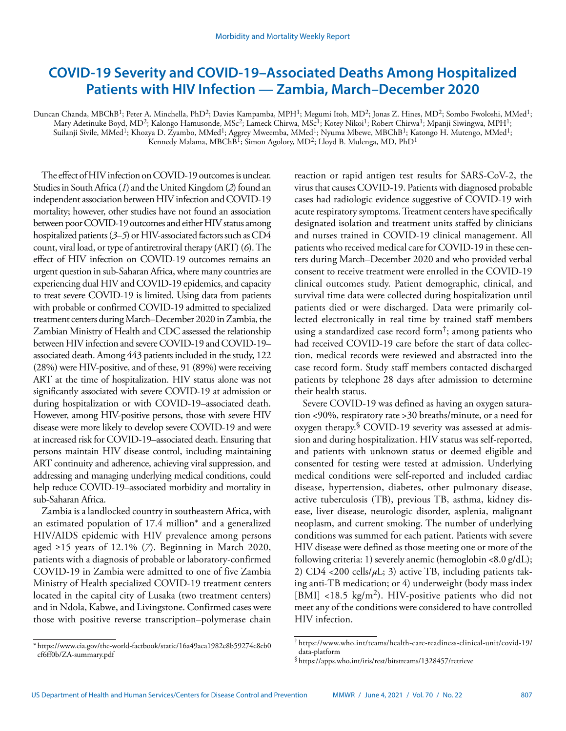# COVID-19 Severity and COVID-19–Associated Deaths Among Hospitalized Patients with HIV Infection — Zambia, March–December 2020

Duncan Chanda, MBChB[1]; Peter A. Minchella, PhD[2]; Davies Kampamba, MPH[1]; Megumi Itoh, MD[2]; Jonas Z. Hines, MD[2]; Sombo Fwoloshi, MMed[1]; Mary Adetinuke Boyd, MD[2]; Kalongo Hamusonde, MSc[2]; Lameck Chirwa, MSc[1]; Kotey Nikoi[1]; Robert Chirwa[1]; Mpanji Siwingwa, MPH[1]; Suilanji Sivile, MMed[1]; Khozya D. Zyambo, MMed[1]; Aggrey Mweemba, MMed[1]; Nyuma Mbewe, MBChB[1]; Katongo H. Mutengo, MMed[1]; Kennedy Malama, MBChB[1]; Simon Agolory, MD[2]; Lloyd B. Mulenga, MD, PhD[1]

The effect of HIV infection on COVID-19 outcomes is unclear. Studies in South Africa (*1*) and the United Kingdom (*2*) found an independent association between HIV infection and COVID-19 mortality; however, other studies have not found an association between poor COVID-19 outcomes and either HIV status among hospitalized patients (*3*–*5*) or HIV-associated factors such as CD4 count, viral load, or type of antiretroviral therapy (ART) (*6*). The effect of HIV infection on COVID-19 outcomes remains an urgent question in sub-Saharan Africa, where many countries are experiencing dual HIV and COVID-19 epidemics, and capacity to treat severe COVID-19 is limited. Using data from patients with probable or confirmed COVID-19 admitted to specialized treatment centers during March–December 2020 in Zambia, the Zambian Ministry of Health and CDC assessed the relationship between HIV infection and severe COVID-19 and COVID-19–associated death. Among 443 patients included in the study, 122 (28%) were HIV-positive, and of these, 91 (89%) were receiving ART at the time of hospitalization. HIV status alone was not significantly associated with severe COVID-19 at admission or during hospitalization or with COVID-19–associated death. However, among HIV-positive persons, those with severe HIV disease were more likely to develop severe COVID-19 and were at increased risk for COVID-19–associated death. Ensuring that persons maintain HIV disease control, including maintaining ART continuity and adherence, achieving viral suppression, and addressing and managing underlying medical conditions, could help reduce COVID-19–associated morbidity and mortality in sub-Saharan Africa.

Zambia is a landlocked country in southeastern Africa, with an estimated population of 17.4 million* and a generalized HIV/AIDS epidemic with HIV prevalence among persons aged ≥15 years of 12.1% (*7*). Beginning in March 2020, patients with a diagnosis of probable or laboratory-confirmed COVID-19 in Zambia were admitted to one of five Zambia Ministry of Health specialized COVID-19 treatment centers located in the capital city of Lusaka (two treatment centers) and in Ndola, Kabwe, and Livingstone. Confirmed cases were those with positive reverse transcription–polymerase chain reaction or rapid antigen test results for SARS-CoV-2, the virus that causes COVID-19. Patients with diagnosed probable cases had radiologic evidence suggestive of COVID-19 with acute respiratory symptoms. Treatment centers have specifically designated isolation and treatment units staffed by clinicians and nurses trained in COVID-19 clinical management. All patients who received medical care for COVID-19 in these centers during March–December 2020 and who provided verbal consent to receive treatment were enrolled in the COVID-19 clinical outcomes study. Patient demographic, clinical, and survival time data were collected during hospitalization until patients died or were discharged. Data were primarily collected electronically in real time by trained staff members using a standardized case record form†; among patients who had received COVID-19 care before the start of data collection, medical records were reviewed and abstracted into the case record form. Study staff members contacted discharged patients by telephone 28 days after admission to determine their health status.

Severe COVID-19 was defined as having an oxygen saturation <90%, respiratory rate >30 breaths/minute, or a need for oxygen therapy.§ COVID-19 severity was assessed at admission and during hospitalization. HIV status was self-reported, and patients with unknown status or deemed eligible and consented for testing were tested at admission. Underlying medical conditions were self-reported and included cardiac disease, hypertension, diabetes, other pulmonary disease, active tuberculosis (TB), previous TB, asthma, kidney disease, liver disease, neurologic disorder, asplenia, malignant neoplasm, and current smoking. The number of underlying conditions was summed for each patient. Patients with severe HIV disease were defined as those meeting one or more of the following criteria: 1) severely anemic (hemoglobin <8.0 g/dL); 2) CD4 <200 cells/$\mu$L; 3) active TB, including patients taking anti-TB medication; or 4) underweight (body mass index [BMI] <18.5 kg/m$^2$). HIV-positive patients who did not meet any of the conditions were considered to have controlled HIV infection.

\* https://www.cia.gov/the-world-factbook/static/16a49aca1982c8b59274c8eb0cf6ff0b/ZA-summary.pdf

† https://www.who.int/teams/health-care-readiness-clinical-unit/covid-19/data-platform

§ https://apps.who.int/iris/rest/bitstreams/1328457/retrieve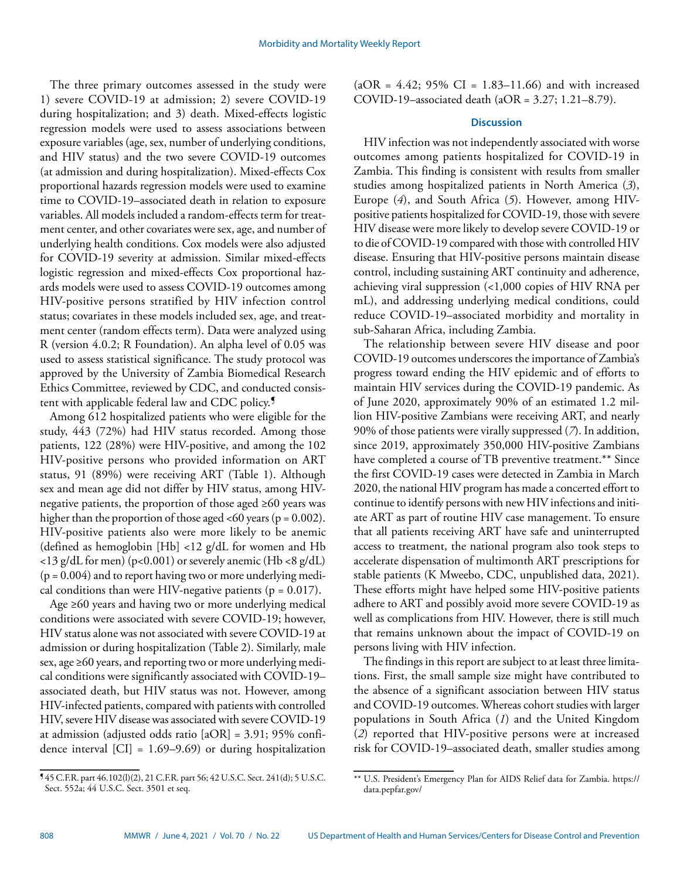The three primary outcomes assessed in the study were 1) severe COVID-19 at admission; 2) severe COVID-19 during hospitalization; and 3) death. Mixed-effects logistic regression models were used to assess associations between exposure variables (age, sex, number of underlying conditions, and HIV status) and the two severe COVID-19 outcomes (at admission and during hospitalization). Mixed-effects Cox proportional hazards regression models were used to examine time to COVID-19–associated death in relation to exposure variables. All models included a random-effects term for treatment center, and other covariates were sex, age, and number of underlying health conditions. Cox models were also adjusted for COVID-19 severity at admission. Similar mixed-effects logistic regression and mixed-effects Cox proportional hazards models were used to assess COVID-19 outcomes among HIV-positive persons stratified by HIV infection control status; covariates in these models included sex, age, and treatment center (random effects term). Data were analyzed using R (version 4.0.2; R Foundation). An alpha level of 0.05 was used to assess statistical significance. The study protocol was approved by the University of Zambia Biomedical Research Ethics Committee, reviewed by CDC, and conducted consistent with applicable federal law and CDC policy.[¶]

Among 612 hospitalized patients who were eligible for the study, 443 (72%) had HIV status recorded. Among those patients, 122 (28%) were HIV-positive, and among the 102 HIV-positive persons who provided information on ART status, 91 (89%) were receiving ART (Table 1). Although sex and mean age did not differ by HIV status, among HIV-negative patients, the proportion of those aged ≥60 years was higher than the proportion of those aged <60 years ($p = 0.002$). HIV-positive patients also were more likely to be anemic (defined as hemoglobin [Hb] <12 g/dL for women and Hb <13 g/dL for men) ($p<0.001$) or severely anemic (Hb <8 g/dL) ($p = 0.004$) and to report having two or more underlying medical conditions than were HIV-negative patients ($p = 0.017$).

Age ≥60 years and having two or more underlying medical conditions were associated with severe COVID-19; however, HIV status alone was not associated with severe COVID-19 at admission or during hospitalization (Table 2). Similarly, male sex, age ≥60 years, and reporting two or more underlying medical conditions were significantly associated with COVID-19–associated death, but HIV status was not. However, among HIV-infected patients, compared with patients with controlled HIV, severe HIV disease was associated with severe COVID-19 at admission (adjusted odds ratio [aOR] = 3.91; 95% confidence interval [CI] = 1.69–9.69) or during hospitalization (aOR = 4.42; 95% CI = 1.83–11.66) and with increased COVID-19–associated death (aOR = 3.27; 1.21–8.79).

## Discussion

HIV infection was not independently associated with worse outcomes among patients hospitalized for COVID-19 in Zambia. This finding is consistent with results from smaller studies among hospitalized patients in North America (*3*), Europe (*4*), and South Africa (*5*). However, among HIV-positive patients hospitalized for COVID-19, those with severe HIV disease were more likely to develop severe COVID-19 or to die of COVID-19 compared with those with controlled HIV disease. Ensuring that HIV-positive persons maintain disease control, including sustaining ART continuity and adherence, achieving viral suppression (<1,000 copies of HIV RNA per mL), and addressing underlying medical conditions, could reduce COVID-19–associated morbidity and mortality in sub-Saharan Africa, including Zambia.

The relationship between severe HIV disease and poor COVID-19 outcomes underscores the importance of Zambia's progress toward ending the HIV epidemic and of efforts to maintain HIV services during the COVID-19 pandemic. As of June 2020, approximately 90% of an estimated 1.2 million HIV-positive Zambians were receiving ART, and nearly 90% of those patients were virally suppressed (*7*). In addition, since 2019, approximately 350,000 HIV-positive Zambians have completed a course of TB preventive treatment.[**] Since the first COVID-19 cases were detected in Zambia in March 2020, the national HIV program has made a concerted effort to continue to identify persons with new HIV infections and initiate ART as part of routine HIV case management. To ensure that all patients receiving ART have safe and uninterrupted access to treatment, the national program also took steps to accelerate dispensation of multimonth ART prescriptions for stable patients (K Mweebo, CDC, unpublished data, 2021). These efforts might have helped some HIV-positive patients adhere to ART and possibly avoid more severe COVID-19 as well as complications from HIV. However, there is still much that remains unknown about the impact of COVID-19 on persons living with HIV infection.

The findings in this report are subject to at least three limitations. First, the small sample size might have contributed to the absence of a significant association between HIV status and COVID-19 outcomes. Whereas cohort studies with larger populations in South Africa (*1*) and the United Kingdom (*2*) reported that HIV-positive persons were at increased risk for COVID-19–associated death, smaller studies among

---

[¶] 45 C.F.R. part 46.102(l)(2), 21 C.F.R. part 56; 42 U.S.C. Sect. 241(d); 5 U.S.C. Sect. 552a; 44 U.S.C. Sect. 3501 et seq.

[**] U.S. President's Emergency Plan for AIDS Relief data for Zambia. https://data.pepfar.gov/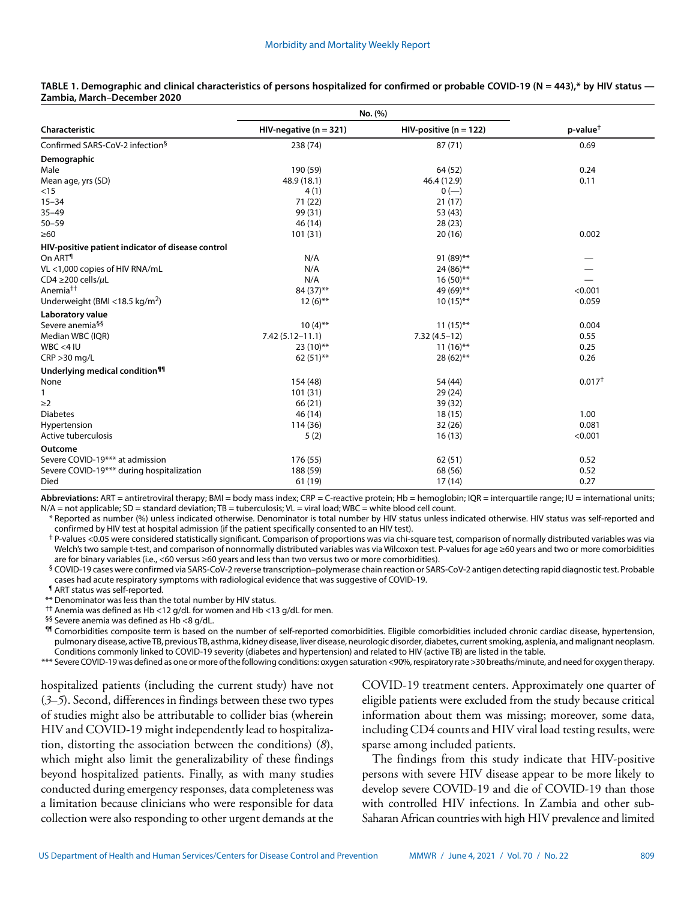**TABLE 1. Demographic and clinical characteristics of persons hospitalized for confirmed or probable COVID-19 (N = 443),* by HIV status — Zambia, March–December 2020**

| Characteristic | No. (%) | | p-value† |
|---|---|---|---|
| | HIV-negative (n = 321) | HIV-positive (n = 122) | |
| Confirmed SARS-CoV-2 infection§ | 238 (74) | 87 (71) | 0.69 |
| **Demographic** | | | |
| Male | 190 (59) | 64 (52) | 0.24 |
| Mean age, yrs (SD) | 48.9 (18.1) | 46.4 (12.9) | 0.11 |
| <15 | 4 (1) | 0 (—) | |
| 15–34 | 71 (22) | 21 (17) | |
| 35–49 | 99 (31) | 53 (43) | |
| 50–59 | 46 (14) | 28 (23) | |
| ≥60 | 101 (31) | 20 (16) | 0.002 |
| **HIV-positive patient indicator of disease control** | | | |
| On ART¶ | N/A | 91 (89)** | — |
| VL <1,000 copies of HIV RNA/mL | N/A | 24 (86)** | — |
| CD4 ≥200 cells/μL | N/A | 16 (50)** | — |
| Anemia†† | 84 (37)** | 49 (69)** | <0.001 |
| Underweight (BMI <18.5 kg/m$^2$) | 12 (6)** | 10 (15)** | 0.059 |
| **Laboratory value** | | | |
| Severe anemia§§ | 10 (4)** | 11 (15)** | 0.004 |
| Median WBC (IQR) | 7.42 (5.12–11.1) | 7.32 (4.5–12) | 0.55 |
| WBC <4 IU | 23 (10)** | 11 (16)** | 0.25 |
| CRP >30 mg/L | 62 (51)** | 28 (62)** | 0.26 |
| **Underlying medical condition¶¶** | | | |
| None | 154 (48) | 54 (44) | 0.017† |
| 1 | 101 (31) | 29 (24) | |
| ≥2 | 66 (21) | 39 (32) | |
| Diabetes | 46 (14) | 18 (15) | 1.00 |
| Hypertension | 114 (36) | 32 (26) | 0.081 |
| Active tuberculosis | 5 (2) | 16 (13) | <0.001 |
| **Outcome** | | | |
| Severe COVID-19*** at admission | 176 (55) | 62 (51) | 0.52 |
| Severe COVID-19*** during hospitalization | 188 (59) | 68 (56) | 0.52 |
| Died | 61 (19) | 17 (14) | 0.27 |

**Abbreviations:** ART = antiretroviral therapy; BMI = body mass index; CRP = C-reactive protein; Hb = hemoglobin; IQR = interquartile range; IU = international units; N/A = not applicable; SD = standard deviation; TB = tuberculosis; VL = viral load; WBC = white blood cell count.

\* Reported as number (%) unless indicated otherwise. Denominator is total number by HIV status unless indicated otherwise. HIV status was self-reported and confirmed by HIV test at hospital admission (if the patient specifically consented to an HIV test).

† P-values <0.05 were considered statistically significant. Comparison of proportions was via chi-square test, comparison of normally distributed variables was via Welch's two sample t-test, and comparison of nonnormally distributed variables was via Wilcoxon test. P-values for age ≥60 years and two or more comorbidities are for binary variables (i.e., <60 versus ≥60 years and less than two versus two or more comorbidities).

§ COVID-19 cases were confirmed via SARS-CoV-2 reverse transcription–polymerase chain reaction or SARS-CoV-2 antigen detecting rapid diagnostic test. Probable cases had acute respiratory symptoms with radiological evidence that was suggestive of COVID-19.

¶ ART status was self-reported.

** Denominator was less than the total number by HIV status.

†† Anemia was defined as Hb <12 g/dL for women and Hb <13 g/dL for men.

§§ Severe anemia was defined as Hb <8 g/dL.

¶¶ Comorbidities composite term is based on the number of self-reported comorbidities. Eligible comorbidities included chronic cardiac disease, hypertension, pulmonary disease, active TB, previous TB, asthma, kidney disease, liver disease, neurologic disorder, diabetes, current smoking, asplenia, and malignant neoplasm. Conditions commonly linked to COVID-19 severity (diabetes and hypertension) and related to HIV (active TB) are listed in the table.

\*\*\* Severe COVID-19 was defined as one or more of the following conditions: oxygen saturation <90%, respiratory rate >30 breaths/minute, and need for oxygen therapy.

hospitalized patients (including the current study) have not (*3*–*5*). Second, differences in findings between these two types of studies might also be attributable to collider bias (wherein HIV and COVID-19 might independently lead to hospitalization, distorting the association between the conditions) (*8*), which might also limit the generalizability of these findings beyond hospitalized patients. Finally, as with many studies conducted during emergency responses, data completeness was a limitation because clinicians who were responsible for data collection were also responding to other urgent demands at the COVID-19 treatment centers. Approximately one quarter of eligible patients were excluded from the study because critical information about them was missing; moreover, some data, including CD4 counts and HIV viral load testing results, were sparse among included patients.

The findings from this study indicate that HIV-positive persons with severe HIV disease appear to be more likely to develop severe COVID-19 and die of COVID-19 than those with controlled HIV infections. In Zambia and other sub-Saharan African countries with high HIV prevalence and limited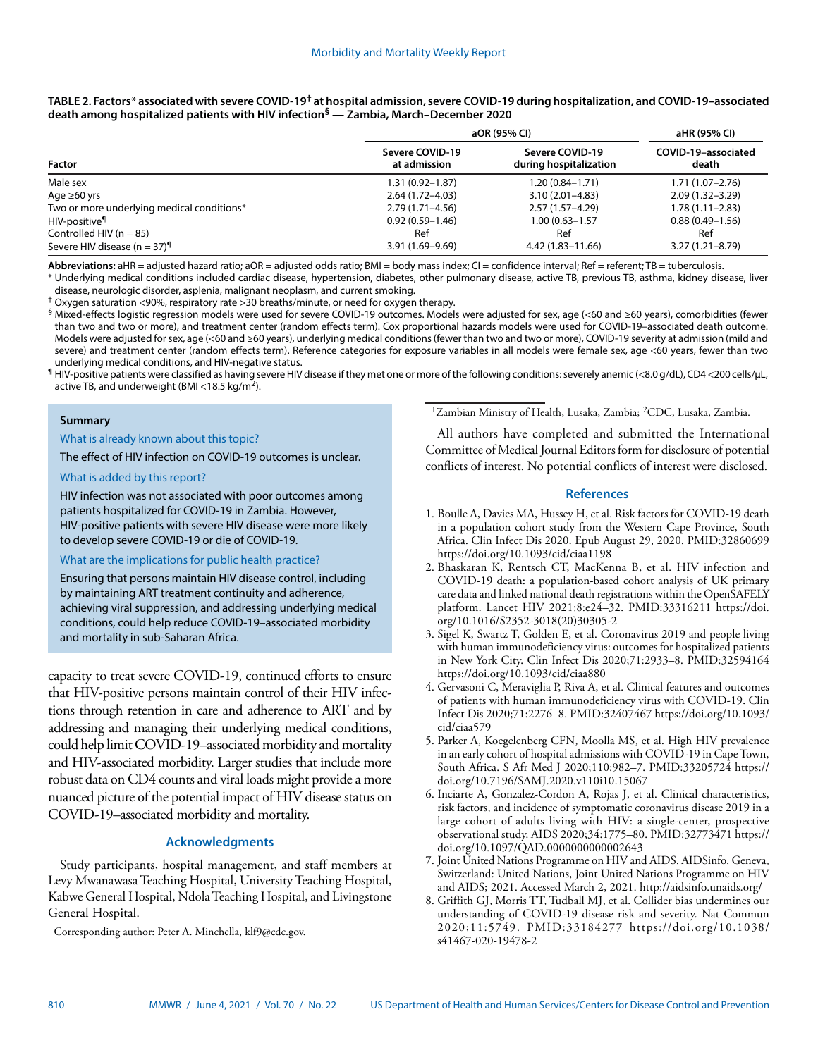**TABLE 2. Factors* associated with severe COVID-19[†] at hospital admission, severe COVID-19 during hospitalization, and COVID-19–associated death among hospitalized patients with HIV infection[§] — Zambia, March–December 2020**

| Factor | aOR (95% CI) | | aHR (95% CI) |
|---|---|---|---|
| | Severe COVID-19 at admission | Severe COVID-19 during hospitalization | COVID-19–associated death |
| Male sex | 1.31 (0.92–1.87) | 1.20 (0.84–1.71) | 1.71 (1.07–2.76) |
| Age ≥60 yrs | 2.64 (1.72–4.03) | 3.10 (2.01–4.83) | 2.09 (1.32–3.29) |
| Two or more underlying medical conditions* | 2.79 (1.71–4.56) | 2.57 (1.57–4.29) | 1.78 (1.11–2.83) |
| HIV-positive[¶] | 0.92 (0.59–1.46) | 1.00 (0.63–1.57 | 0.88 (0.49–1.56) |
| Controlled HIV (n = 85) | Ref | Ref | Ref |
| Severe HIV disease (n = 37)[¶] | 3.91 (1.69–9.69) | 4.42 (1.83–11.66) | 3.27 (1.21–8.79) |

**Abbreviations:** aHR = adjusted hazard ratio; aOR = adjusted odds ratio; BMI = body mass index; CI = confidence interval; Ref = referent; TB = tuberculosis.

* Underlying medical conditions included cardiac disease, hypertension, diabetes, other pulmonary disease, active TB, previous TB, asthma, kidney disease, liver disease, neurologic disorder, asplenia, malignant neoplasm, and current smoking.

[†] Oxygen saturation <90%, respiratory rate >30 breaths/minute, or need for oxygen therapy.

[§] Mixed-effects logistic regression models were used for severe COVID-19 outcomes. Models were adjusted for sex, age (<60 and ≥60 years), comorbidities (fewer than two and two or more), and treatment center (random effects term). Cox proportional hazards models were used for COVID-19–associated death outcome. Models were adjusted for sex, age (<60 and ≥60 years), underlying medical conditions (fewer than two and two or more), COVID-19 severity at admission (mild and severe) and treatment center (random effects term). Reference categories for exposure variables in all models were female sex, age <60 years, fewer than two underlying medical conditions, and HIV-negative status.

[¶] HIV-positive patients were classified as having severe HIV disease if they met one or more of the following conditions: severely anemic (<8.0 g/dL), CD4 <200 cells/µL, active TB, and underweight (BMI <18.5 kg/m$^2$).

**Summary**

What is already known about this topic?

The effect of HIV infection on COVID-19 outcomes is unclear.

What is added by this report?

HIV infection was not associated with poor outcomes among patients hospitalized for COVID-19 in Zambia. However, HIV-positive patients with severe HIV disease were more likely to develop severe COVID-19 or die of COVID-19.

What are the implications for public health practice?

Ensuring that persons maintain HIV disease control, including by maintaining ART treatment continuity and adherence, achieving viral suppression, and addressing underlying medical conditions, could help reduce COVID-19–associated morbidity and mortality in sub-Saharan Africa.

capacity to treat severe COVID-19, continued efforts to ensure that HIV-positive persons maintain control of their HIV infections through retention in care and adherence to ART and by addressing and managing their underlying medical conditions, could help limit COVID-19–associated morbidity and mortality and HIV-associated morbidity. Larger studies that include more robust data on CD4 counts and viral loads might provide a more nuanced picture of the potential impact of HIV disease status on COVID-19–associated morbidity and mortality.

## Acknowledgments

Study participants, hospital management, and staff members at Levy Mwanawasa Teaching Hospital, University Teaching Hospital, Kabwe General Hospital, Ndola Teaching Hospital, and Livingstone General Hospital.

Corresponding author: Peter A. Minchella, klf9@cdc.gov.

[1]Zambian Ministry of Health, Lusaka, Zambia; [2]CDC, Lusaka, Zambia.

All authors have completed and submitted the International Committee of Medical Journal Editors form for disclosure of potential conflicts of interest. No potential conflicts of interest were disclosed.

## References

1. Boulle A, Davies MA, Hussey H, et al. Risk factors for COVID-19 death in a population cohort study from the Western Cape Province, South Africa. Clin Infect Dis 2020. Epub August 29, 2020. PMID:32860699 https://doi.org/10.1093/cid/ciaa1198
2. Bhaskaran K, Rentsch CT, MacKenna B, et al. HIV infection and COVID-19 death: a population-based cohort analysis of UK primary care data and linked national death registrations within the OpenSAFELY platform. Lancet HIV 2021;8:e24–32. PMID:33316211 https://doi.org/10.1016/S2352-3018(20)30305-2
3. Sigel K, Swartz T, Golden E, et al. Coronavirus 2019 and people living with human immunodeficiency virus: outcomes for hospitalized patients in New York City. Clin Infect Dis 2020;71:2933–8. PMID:32594164 https://doi.org/10.1093/cid/ciaa880
4. Gervasoni C, Meraviglia P, Riva A, et al. Clinical features and outcomes of patients with human immunodeficiency virus with COVID-19. Clin Infect Dis 2020;71:2276–8. PMID:32407467 https://doi.org/10.1093/cid/ciaa579
5. Parker A, Koegelenberg CFN, Moolla MS, et al. High HIV prevalence in an early cohort of hospital admissions with COVID-19 in Cape Town, South Africa. S Afr Med J 2020;110:982–7. PMID:33205724 https://doi.org/10.7196/SAMJ.2020.v110i10.15067
6. Inciarte A, Gonzalez-Cordon A, Rojas J, et al. Clinical characteristics, risk factors, and incidence of symptomatic coronavirus disease 2019 in a large cohort of adults living with HIV: a single-center, prospective observational study. AIDS 2020;34:1775–80. PMID:32773471 https://doi.org/10.1097/QAD.0000000000002643
7. Joint United Nations Programme on HIV and AIDS. AIDSinfo. Geneva, Switzerland: United Nations, Joint United Nations Programme on HIV and AIDS; 2021. Accessed March 2, 2021. http://aidsinfo.unaids.org/
8. Griffith GJ, Morris TT, Tudball MJ, et al. Collider bias undermines our understanding of COVID-19 disease risk and severity. Nat Commun 2020;11:5749. PMID:33184277 https://doi.org/10.1038/s41467-020-19478-2